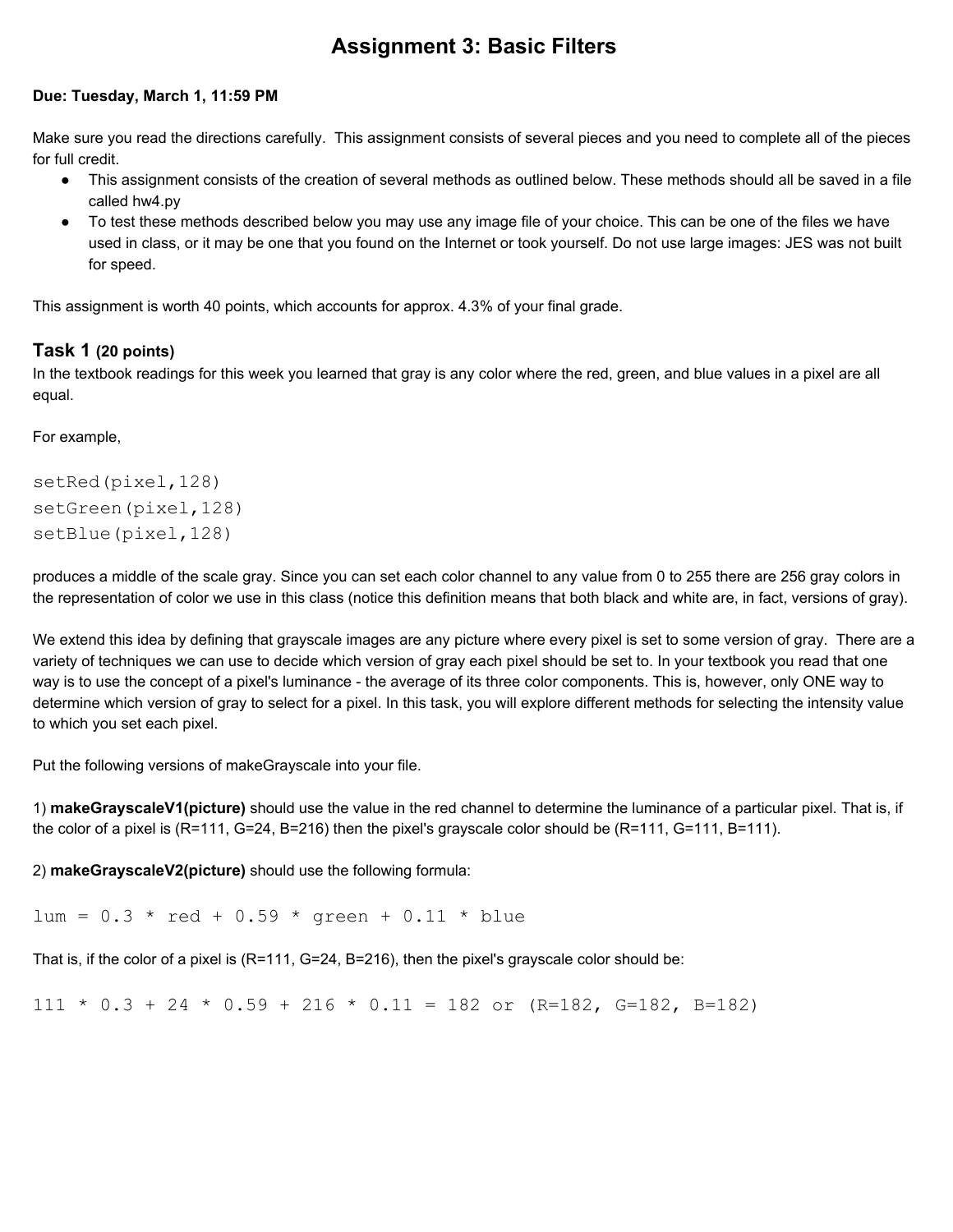# Assignment 3: Basic Filters

**Due: Tuesday, March 1, 11:59 PM**

Make sure you read the directions carefully. This assignment consists of several pieces and you need to complete all of the pieces for full credit.

- This assignment consists of the creation of several methods as outlined below. These methods should all be saved in a file called hw4.py
- To test these methods described below you may use any image file of your choice. This can be one of the files we have used in class, or it may be one that you found on the Internet or took yourself. Do not use large images: JES was not built for speed.

This assignment is worth 40 points, which accounts for approx. 4.3% of your final grade.

## Task 1 (20 points)

In the textbook readings for this week you learned that gray is any color where the red, green, and blue values in a pixel are all equal.

For example,

```
setRed(pixel,128)
setGreen(pixel,128)
setBlue(pixel,128)
```

produces a middle of the scale gray. Since you can set each color channel to any value from 0 to 255 there are 256 gray colors in the representation of color we use in this class (notice this definition means that both black and white are, in fact, versions of gray).

We extend this idea by defining that grayscale images are any picture where every pixel is set to some version of gray. There are a variety of techniques we can use to decide which version of gray each pixel should be set to. In your textbook you read that one way is to use the concept of a pixel's luminance - the average of its three color components. This is, however, only ONE way to determine which version of gray to select for a pixel. In this task, you will explore different methods for selecting the intensity value to which you set each pixel.

Put the following versions of makeGrayscale into your file.

1) **makeGrayscaleV1(picture)** should use the value in the red channel to determine the luminance of a particular pixel. That is, if the color of a pixel is (R=111, G=24, B=216) then the pixel's grayscale color should be (R=111, G=111, B=111).

2) **makeGrayscaleV2(picture)** should use the following formula:

```
lum = 0.3 * red + 0.59 * green + 0.11 * blue
```

That is, if the color of a pixel is (R=111, G=24, B=216), then the pixel's grayscale color should be:

```
111 * 0.3 + 24 * 0.59 + 216 * 0.11 = 182 or (R=182, G=182, B=182)
```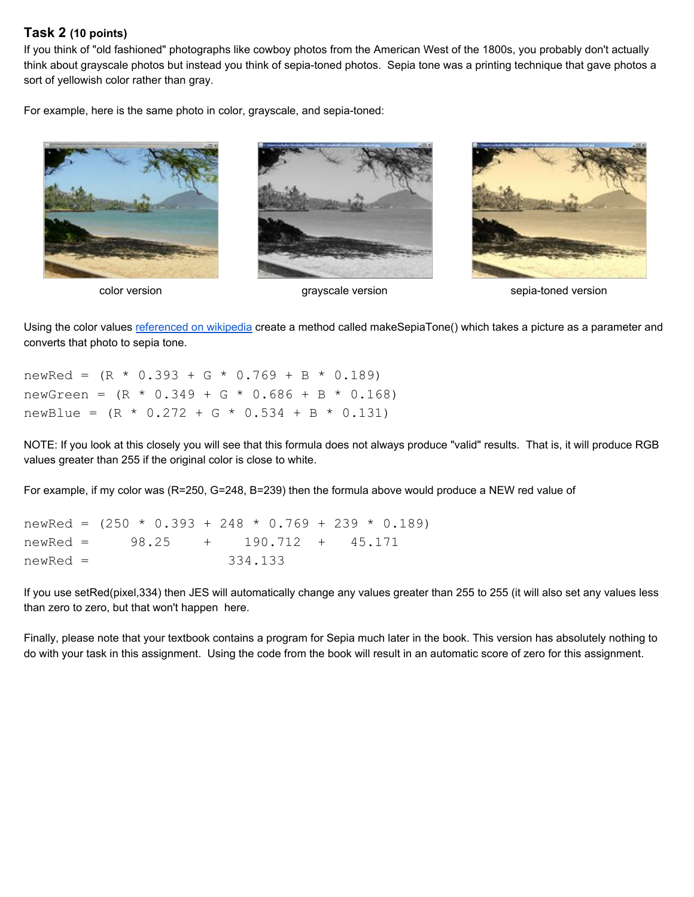## Task 2 (10 points)

If you think of "old fashioned" photographs like cowboy photos from the American West of the 1800s, you probably don't actually think about grayscale photos but instead you think of sepia-toned photos. Sepia tone was a printing technique that gave photos a sort of yellowish color rather than gray.

For example, here is the same photo in color, grayscale, and sepia-toned:

color version

grayscale version

sepia-toned version

Using the color values referenced on wikipedia create a method called makeSepiaTone() which takes a picture as a parameter and converts that photo to sepia tone.

```
newRed = (R * 0.393 + G * 0.769 + B * 0.189)
newGreen = (R * 0.349 + G * 0.686 + B * 0.168)
newBlue = (R * 0.272 + G * 0.534 + B * 0.131)
```

NOTE: If you look at this closely you will see that this formula does not always produce "valid" results. That is, it will produce RGB values greater than 255 if the original color is close to white.

For example, if my color was (R=250, G=248, B=239) then the formula above would produce a NEW red value of

```
newRed = (250 * 0.393 + 248 * 0.769 + 239 * 0.189)
newRed =     98.25     +    190.712   +   45.171
newRed =                  334.133
```

If you use setRed(pixel,334) then JES will automatically change any values greater than 255 to 255 (it will also set any values less than zero to zero, but that won't happen here.

Finally, please note that your textbook contains a program for Sepia much later in the book. This version has absolutely nothing to do with your task in this assignment. Using the code from the book will result in an automatic score of zero for this assignment.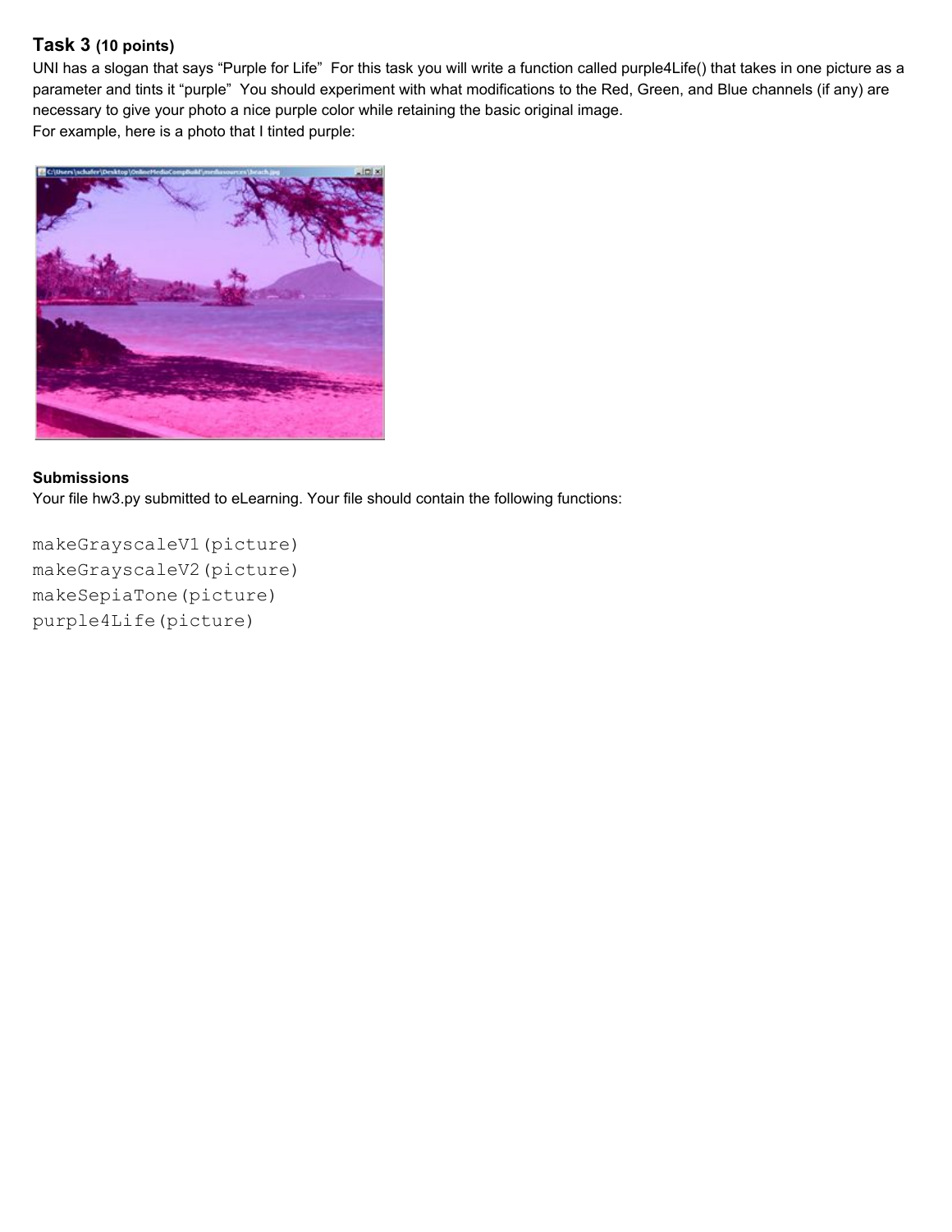## Task 3 (10 points)

UNI has a slogan that says "Purple for Life" For this task you will write a function called purple4Life() that takes in one picture as a parameter and tints it "purple" You should experiment with what modifications to the Red, Green, and Blue channels (if any) are necessary to give your photo a nice purple color while retaining the basic original image.

For example, here is a photo that I tinted purple:

**Submissions**

Your file hw3.py submitted to eLearning. Your file should contain the following functions:

```
makeGrayscaleV1(picture)
makeGrayscaleV2(picture)
makeSepiaTone(picture)
purple4Life(picture)
```